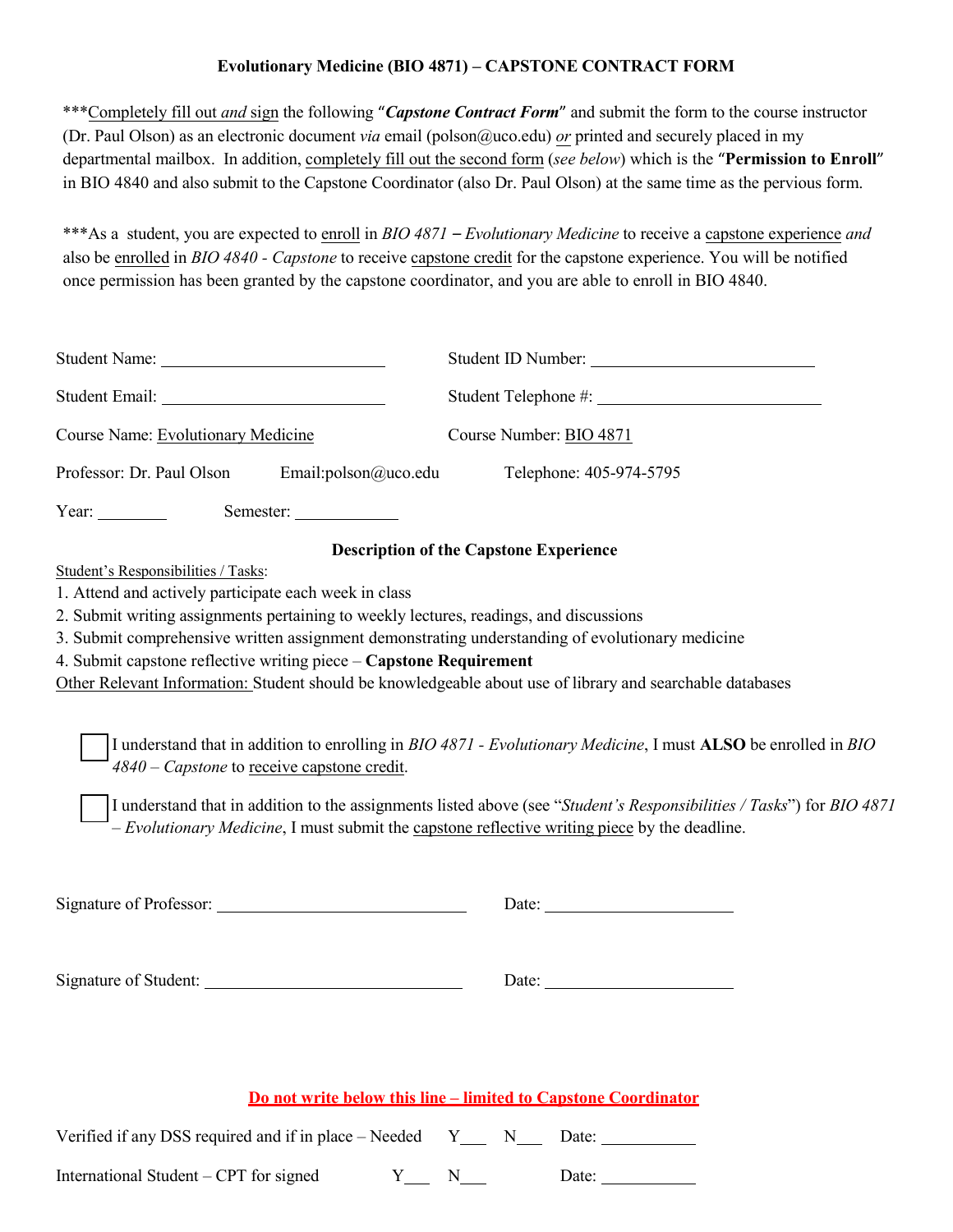## Evolutionary Medicine (BIO 4871) – CAPSTONE CONTRACT FORM

***Completely fill out *and* sign the following "***Capstone Contract Form***" and submit the form to the course instructor (Dr. Paul Olson) as an electronic document *via* email (polson@uco.edu) *or* printed and securely placed in my departmental mailbox. In addition, completely fill out the second form (*see below*) which is the "**Permission to Enroll**" in BIO 4840 and also submit to the Capstone Coordinator (also Dr. Paul Olson) at the same time as the pervious form.

***As a student, you are expected to enroll in *BIO 4871 – Evolutionary Medicine* to receive a capstone experience *and* also be enrolled in *BIO 4840 - Capstone* to receive capstone credit for the capstone experience. You will be notified once permission has been granted by the capstone coordinator, and you are able to enroll in BIO 4840.

Student Name: ______________________ Student ID Number: ______________________

Student Email: ______________________ Student Telephone #: ______________________

Course Name: Evolutionary Medicine Course Number: BIO 4871

Professor: Dr. Paul Olson Email:polson@uco.edu Telephone: 405-974-5795

Year: ________ Semester: ____________

### Description of the Capstone Experience

Student's Responsibilities / Tasks:

1. Attend and actively participate each week in class
2. Submit writing assignments pertaining to weekly lectures, readings, and discussions
3. Submit comprehensive written assignment demonstrating understanding of evolutionary medicine
4. Submit capstone reflective writing piece – **Capstone Requirement**

Other Relevant Information: Student should be knowledgeable about use of library and searchable databases

☐ I understand that in addition to enrolling in *BIO 4871 - Evolutionary Medicine*, I must **ALSO** be enrolled in *BIO 4840 – Capstone* to receive capstone credit.

☐ I understand that in addition to the assignments listed above (see "*Student's Responsibilities / Tasks*") for *BIO 4871 – Evolutionary Medicine*, I must submit the capstone reflective writing piece by the deadline.

Signature of Professor: ___________________________ Date: ____________________

Signature of Student: ___________________________ Date: ____________________

**Do not write below this line – limited to Capstone Coordinator**

Verified if any DSS required and if in place – Needed Y___ N___ Date: __________

International Student – CPT for signed Y___ N___ Date: __________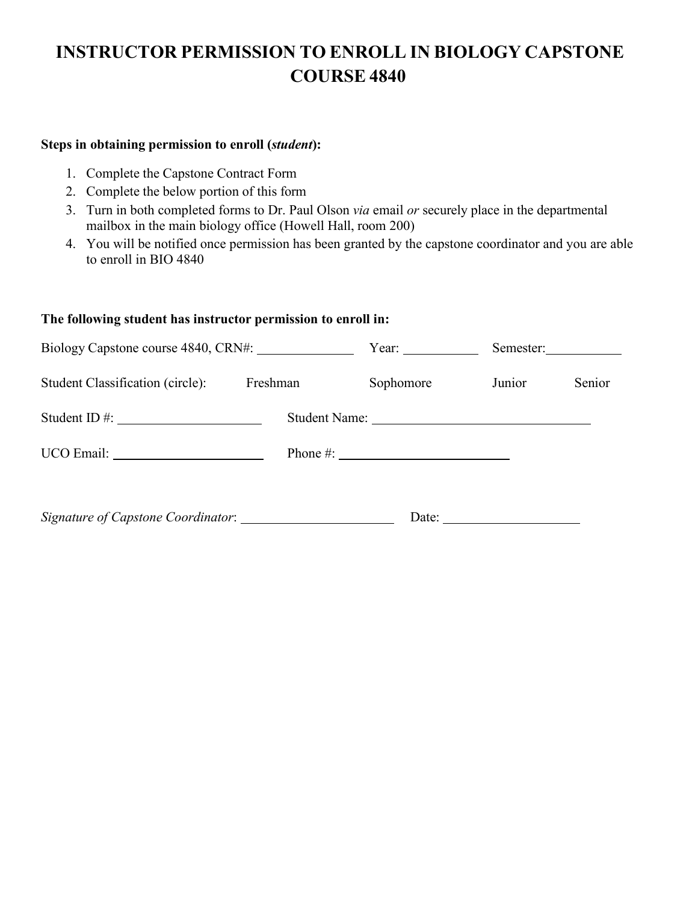# INSTRUCTOR PERMISSION TO ENROLL IN BIOLOGY CAPSTONE COURSE 4840

**Steps in obtaining permission to enroll (*student*):**

1. Complete the Capstone Contract Form
2. Complete the below portion of this form
3. Turn in both completed forms to Dr. Paul Olson *via* email *or* securely place in the departmental mailbox in the main biology office (Howell Hall, room 200)
4. You will be notified once permission has been granted by the capstone coordinator and you are able to enroll in BIO 4840

**The following student has instructor permission to enroll in:**

Biology Capstone course 4840, CRN#: ______________ Year: ___________ Semester: ___________

Student Classification (circle): Freshman Sophomore Junior Senior

Student ID #: ____________________ Student Name: ________________________________

UCO Email: ______________________ Phone #: __________________________

*Signature of Capstone Coordinator*: ______________________ Date: ___________________